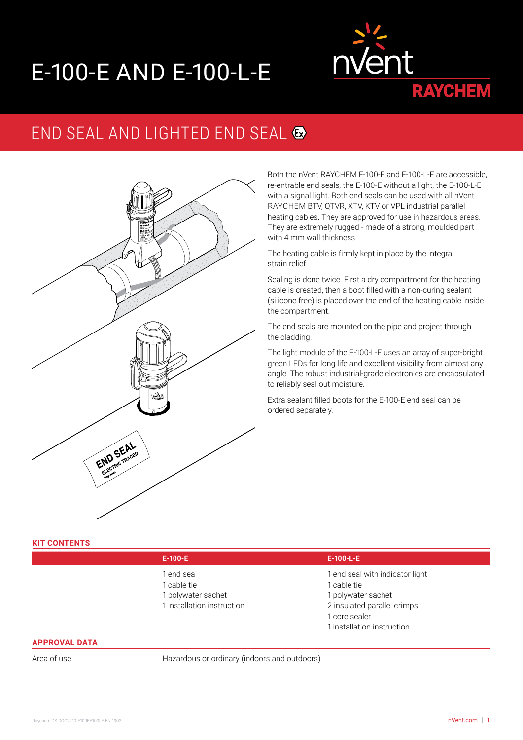# E-100-E AND E-100-L-E

## END SEAL AND LIGHTED END SEAL

Both the nVent RAYCHEM E-100-E and E-100-L-E are accessible, re-entrable end seals, the E-100-E without a light, the E-100-L-E with a signal light. Both end seals can be used with all nVent RAYCHEM BTV, QTVR, XTV, KTV or VPL industrial parallel heating cables. They are approved for use in hazardous areas. They are extremely rugged - made of a strong, moulded part with 4 mm wall thickness.

The heating cable is firmly kept in place by the integral strain relief.

Sealing is done twice. First a dry compartment for the heating cable is created, then a boot filled with a non-curing sealant (silicone free) is placed over the end of the heating cable inside the compartment.

The end seals are mounted on the pipe and project through the cladding.

The light module of the E-100-L-E uses an array of super-bright green LEDs for long life and excellent visibility from almost any angle. The robust industrial-grade electronics are encapsulated to reliably seal out moisture.

Extra sealant filled boots for the E-100-E end seal can be ordered separately.

### KIT CONTENTS

| | E-100-E | E-100-L-E |
|---|---|---|
| | 1 end seal<br>1 cable tie<br>1 polywater sachet<br>1 installation instruction | 1 end seal with indicator light<br>1 cable tie<br>1 polywater sachet<br>2 insulated parallel crimps<br>1 core sealer<br>1 installation instruction |

### APPROVAL DATA

| | |
|---|---|
| Area of use | Hazardous or ordinary (indoors and outdoors) |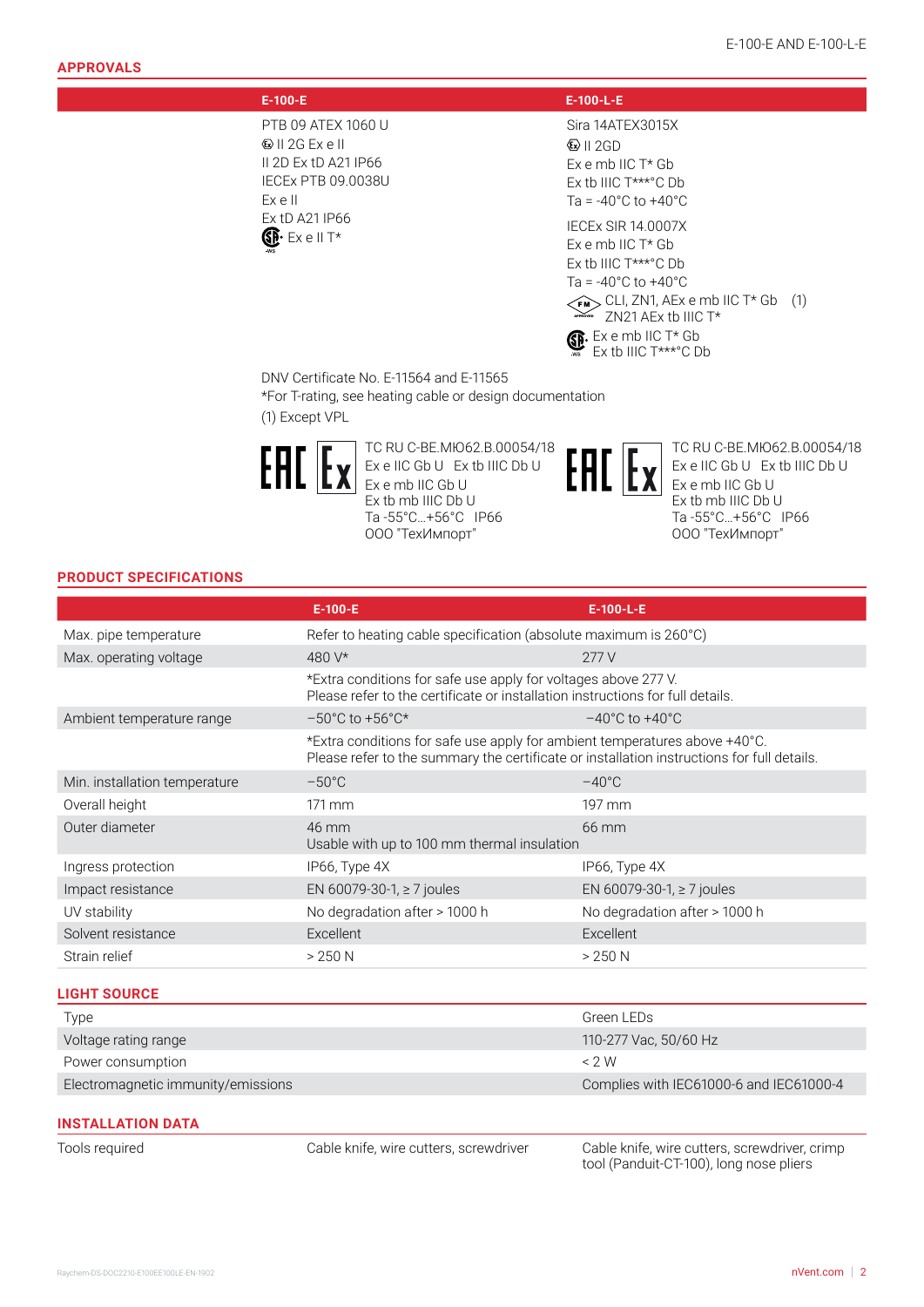## APPROVALS

| | E-100-E | E-100-L-E |
|---|---|---|
| | PTB 09 ATEX 1060 U<br>Ex II 2G Ex e II<br>II 2D Ex tD A21 IP66<br>IECEx PTB 09.0038U<br>Ex e II<br>Ex tD A21 IP66<br>CSA Ex e II T* | Sira 14ATEX3015X<br>Ex II 2GD<br>Ex e mb IIC T* Gb<br>Ex tb IIIC T***°C Db<br>Ta = -40°C to +40°C<br>IECEx SIR 14.0007X<br>Ex e mb IIC T* Gb<br>Ex tb IIIC T***°C Db<br>Ta = -40°C to +40°C<br>FM CLI, ZN1, AEx e mb IIC T* Gb (1)<br>ZN21 AEx tb IIIC T*<br>CSA Ex e mb IIC T* Gb<br>Ex tb IIIC T***°C Db |

DNV Certificate No. E-11564 and E-11565

*For T-rating, see heating cable or design documentation

(1) Except VPL

| E-100-E | E-100-L-E |
|---|---|
| EAC Ex<br>TC RU C-BE.МЮ62.B.00054/18<br>Ex e IIC Gb U Ex tb IIIC Db U<br>Ex e mb IIC Gb U<br>Ex tb mb IIIC Db U<br>Ta -55°C...+56°C IP66<br>ООО "ТехИмпорт" | EAC Ex<br>TC RU C-BE.МЮ62.B.00054/18<br>Ex e IIC Gb U Ex tb IIIC Db U<br>Ex e mb IIC Gb U<br>Ex tb mb IIIC Db U<br>Ta -55°C...+56°C IP66<br>ООО "ТехИмпорт" |

## PRODUCT SPECIFICATIONS

| | E-100-E | E-100-L-E |
|---|---|---|
| Max. pipe temperature | Refer to heating cable specification (absolute maximum is 260°C) | |
| Max. operating voltage | 480 V* | 277 V |
| | *Extra conditions for safe use apply for voltages above 277 V.<br>Please refer to the certificate or installation instructions for full details. | |
| Ambient temperature range | −50°C to +56°C* | −40°C to +40°C |
| | *Extra conditions for safe use apply for ambient temperatures above +40°C.<br>Please refer to the summary the certificate or installation instructions for full details. | |
| Min. installation temperature | −50°C | −40°C |
| Overall height | 171 mm | 197 mm |
| Outer diameter | 46 mm<br>Usable with up to 100 mm thermal insulation | 66 mm |
| Ingress protection | IP66, Type 4X | IP66, Type 4X |
| Impact resistance | EN 60079-30-1, ≥ 7 joules | EN 60079-30-1, ≥ 7 joules |
| UV stability | No degradation after > 1000 h | No degradation after > 1000 h |
| Solvent resistance | Excellent | Excellent |
| Strain relief | > 250 N | > 250 N |

## LIGHT SOURCE

| | |
|---|---|
| Type | Green LEDs |
| Voltage rating range | 110-277 Vac, 50/60 Hz |
| Power consumption | < 2 W |
| Electromagnetic immunity/emissions | Complies with IEC61000-6 and IEC61000-4 |

## INSTALLATION DATA

| | | |
|---|---|---|
| Tools required | Cable knife, wire cutters, screwdriver | Cable knife, wire cutters, screwdriver, crimp tool (Panduit-CT-100), long nose pliers |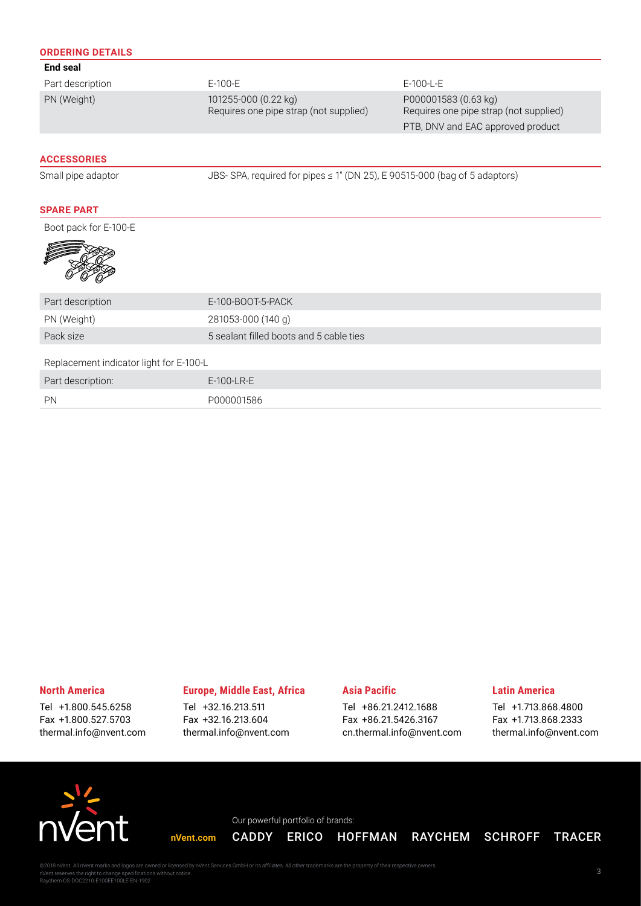## ORDERING DETAILS

| End seal | | |
|---|---|---|
| Part description | E-100-E | E-100-L-E |
| PN (Weight) | 101255-000 (0.22 kg)<br>Requires one pipe strap (not supplied) | P000001583 (0.63 kg)<br>Requires one pipe strap (not supplied)<br>PTB, DNV and EAC approved product |

## ACCESSORIES

| | |
|---|---|
| Small pipe adaptor | JBS- SPA, required for pipes ≤ 1" (DN 25), E 90515-000 (bag of 5 adaptors) |

## SPARE PART

Boot pack for E-100-E

| | |
|---|---|
| Part description | E-100-BOOT-5-PACK |
| PN (Weight) | 281053-000 (140 g) |
| Pack size | 5 sealant filled boots and 5 cable ties |

Replacement indicator light for E-100-L

| | |
|---|---|
| Part description: | E-100-LR-E |
| PN | P000001586 |

**North America**
Tel +1.800.545.6258
Fax +1.800.527.5703
thermal.info@nvent.com

**Europe, Middle East, Africa**
Tel +32.16.213.511
Fax +32.16.213.604
thermal.info@nvent.com

**Asia Pacific**
Tel +86.21.2412.1688
Fax +86.21.5426.3167
cn.thermal.info@nvent.com

**Latin America**
Tel +1.713.868.4800
Fax +1.713.868.2333
thermal.info@nvent.com

nVent

Our powerful portfolio of brands:

nVent.com CADDY ERICO HOFFMAN RAYCHEM SCHROFF TRACER

©2018 nVent. All nVent marks and logos are owned or licensed by nVent Services GmbH or its affiliates. All other trademarks are the property of their respective owners.
nVent reserves the right to change specifications without notice.
Raychem-DS-DOC2210-E100EE100LE-EN-1902